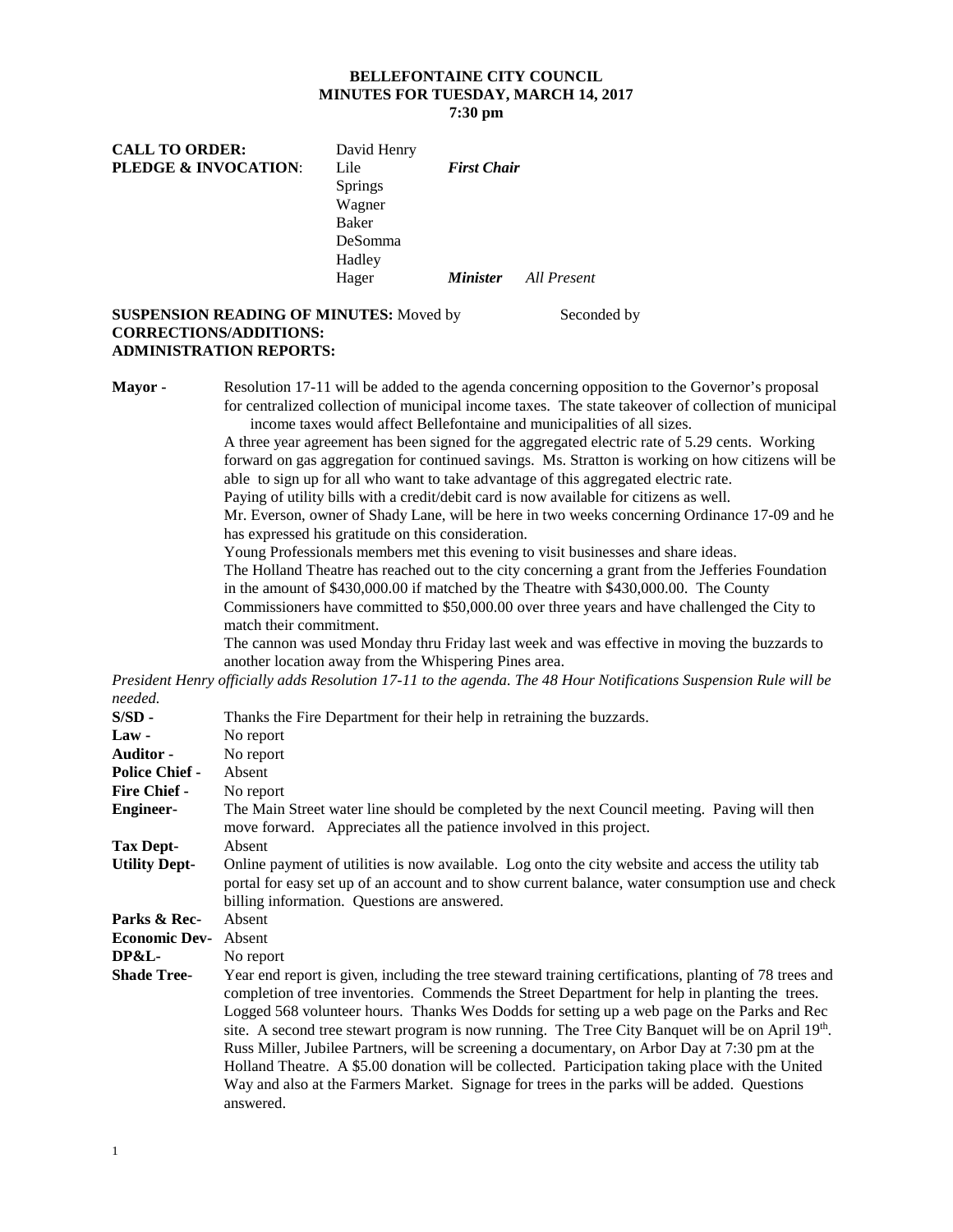# BELLEFONTAINE CITY COUNCIL
## MINUTES FOR TUESDAY, MARCH 14, 2017
### 7:30 pm

**CALL TO ORDER:** David Henry
**PLEDGE & INVOCATION**: Lile *First Chair*

Springs
Wagner
Baker
DeSomma
Hadley
Hager *Minister* *All Present*

**SUSPENSION READING OF MINUTES:** Moved by Seconded by
**CORRECTIONS/ADDITIONS:**
**ADMINISTRATION REPORTS:**

**Mayor -** Resolution 17-11 will be added to the agenda concerning opposition to the Governor's proposal for centralized collection of municipal income taxes. The state takeover of collection of municipal income taxes would affect Bellefontaine and municipalities of all sizes.
A three year agreement has been signed for the aggregated electric rate of 5.29 cents. Working forward on gas aggregation for continued savings. Ms. Stratton is working on how citizens will be able to sign up for all who want to take advantage of this aggregated electric rate.
Paying of utility bills with a credit/debit card is now available for citizens as well.
Mr. Everson, owner of Shady Lane, will be here in two weeks concerning Ordinance 17-09 and he has expressed his gratitude on this consideration.
Young Professionals members met this evening to visit businesses and share ideas.
The Holland Theatre has reached out to the city concerning a grant from the Jefferies Foundation in the amount of \$430,000.00 if matched by the Theatre with \$430,000.00. The County Commissioners have committed to \$50,000.00 over three years and have challenged the City to match their commitment.
The cannon was used Monday thru Friday last week and was effective in moving the buzzards to another location away from the Whispering Pines area.

*President Henry officially adds Resolution 17-11 to the agenda. The 48 Hour Notifications Suspension Rule will be needed.*

**S/SD -** Thanks the Fire Department for their help in retraining the buzzards.
**Law -** No report
**Auditor -** No report
**Police Chief -** Absent
**Fire Chief -** No report
**Engineer-** The Main Street water line should be completed by the next Council meeting. Paving will then move forward. Appreciates all the patience involved in this project.
**Tax Dept-** Absent
**Utility Dept-** Online payment of utilities is now available. Log onto the city website and access the utility tab portal for easy set up of an account and to show current balance, water consumption use and check billing information. Questions are answered.
**Parks & Rec-** Absent
**Economic Dev-** Absent
**DP&L-** No report
**Shade Tree-** Year end report is given, including the tree steward training certifications, planting of 78 trees and completion of tree inventories. Commends the Street Department for help in planting the trees. Logged 568 volunteer hours. Thanks Wes Dodds for setting up a web page on the Parks and Rec site. A second tree stewart program is now running. The Tree City Banquet will be on April 19th. Russ Miller, Jubilee Partners, will be screening a documentary, on Arbor Day at 7:30 pm at the Holland Theatre. A \$5.00 donation will be collected. Participation taking place with the United Way and also at the Farmers Market. Signage for trees in the parks will be added. Questions answered.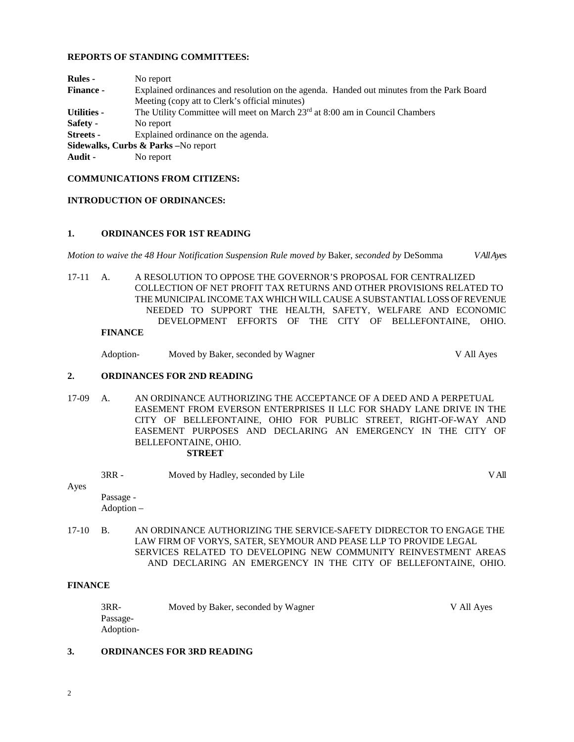**REPORTS OF STANDING COMMITTEES:**

**Rules -** No report

**Finance -** Explained ordinances and resolution on the agenda. Handed out minutes from the Park Board Meeting (copy att to Clerk's official minutes)

**Utilities -** The Utility Committee will meet on March 23rd at 8:00 am in Council Chambers

**Safety -** No report

**Streets -** Explained ordinance on the agenda.

**Sidewalks, Curbs & Parks –**No report

**Audit -** No report

**COMMUNICATIONS FROM CITIZENS:**

**INTRODUCTION OF ORDINANCES:**

**1. ORDINANCES FOR 1ST READING**

*Motion to waive the 48 Hour Notification Suspension Rule moved by* Baker, *seconded by* DeSomma *V All Ayes*

17-11 A. A RESOLUTION TO OPPOSE THE GOVERNOR'S PROPOSAL FOR CENTRALIZED COLLECTION OF NET PROFIT TAX RETURNS AND OTHER PROVISIONS RELATED TO THE MUNICIPAL INCOME TAX WHICH WILL CAUSE A SUBSTANTIAL LOSS OF REVENUE NEEDED TO SUPPORT THE HEALTH, SAFETY, WELFARE AND ECONOMIC DEVELOPMENT EFFORTS OF THE CITY OF BELLEFONTAINE, OHIO.
**FINANCE**

Adoption- Moved by Baker, seconded by Wagner V All Ayes

**2. ORDINANCES FOR 2ND READING**

17-09 A. AN ORDINANCE AUTHORIZING THE ACCEPTANCE OF A DEED AND A PERPETUAL EASEMENT FROM EVERSON ENTERPRISES II LLC FOR SHADY LANE DRIVE IN THE CITY OF BELLEFONTAINE, OHIO FOR PUBLIC STREET, RIGHT-OF-WAY AND EASEMENT PURPOSES AND DECLARING AN EMERGENCY IN THE CITY OF BELLEFONTAINE, OHIO.
**STREET**

3RR - Moved by Hadley, seconded by Lile V All Ayes

Passage -
Adoption –

17-10 B. AN ORDINANCE AUTHORIZING THE SERVICE-SAFETY DIDRECTOR TO ENGAGE THE LAW FIRM OF VORYS, SATER, SEYMOUR AND PEASE LLP TO PROVIDE LEGAL SERVICES RELATED TO DEVELOPING NEW COMMUNITY REINVESTMENT AREAS AND DECLARING AN EMERGENCY IN THE CITY OF BELLEFONTAINE, OHIO.

**FINANCE**

3RR- Moved by Baker, seconded by Wagner V All Ayes

Passage-
Adoption-

**3. ORDINANCES FOR 3RD READING**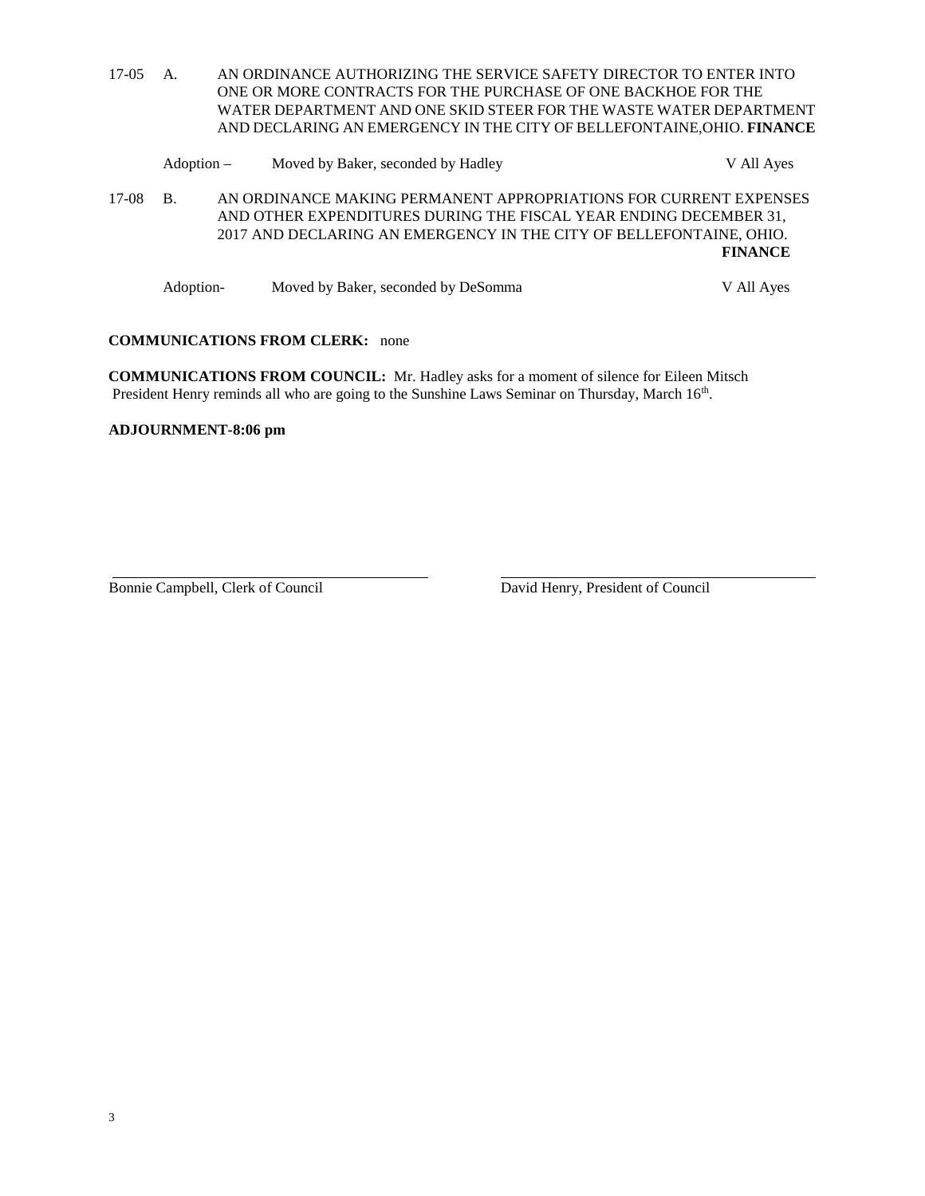17-05 A. AN ORDINANCE AUTHORIZING THE SERVICE SAFETY DIRECTOR TO ENTER INTO ONE OR MORE CONTRACTS FOR THE PURCHASE OF ONE BACKHOE FOR THE WATER DEPARTMENT AND ONE SKID STEER FOR THE WASTE WATER DEPARTMENT AND DECLARING AN EMERGENCY IN THE CITY OF BELLEFONTAINE,OHIO. **FINANCE**

Adoption – Moved by Baker, seconded by Hadley V All Ayes

17-08 B. AN ORDINANCE MAKING PERMANENT APPROPRIATIONS FOR CURRENT EXPENSES AND OTHER EXPENDITURES DURING THE FISCAL YEAR ENDING DECEMBER 31, 2017 AND DECLARING AN EMERGENCY IN THE CITY OF BELLEFONTAINE, OHIO. **FINANCE**

Adoption- Moved by Baker, seconded by DeSomma V All Ayes

**COMMUNICATIONS FROM CLERK:** none

**COMMUNICATIONS FROM COUNCIL:** Mr. Hadley asks for a moment of silence for Eileen Mitsch
President Henry reminds all who are going to the Sunshine Laws Seminar on Thursday, March 16th.

**ADJOURNMENT-8:06 pm**

Bonnie Campbell, Clerk of Council

David Henry, President of Council